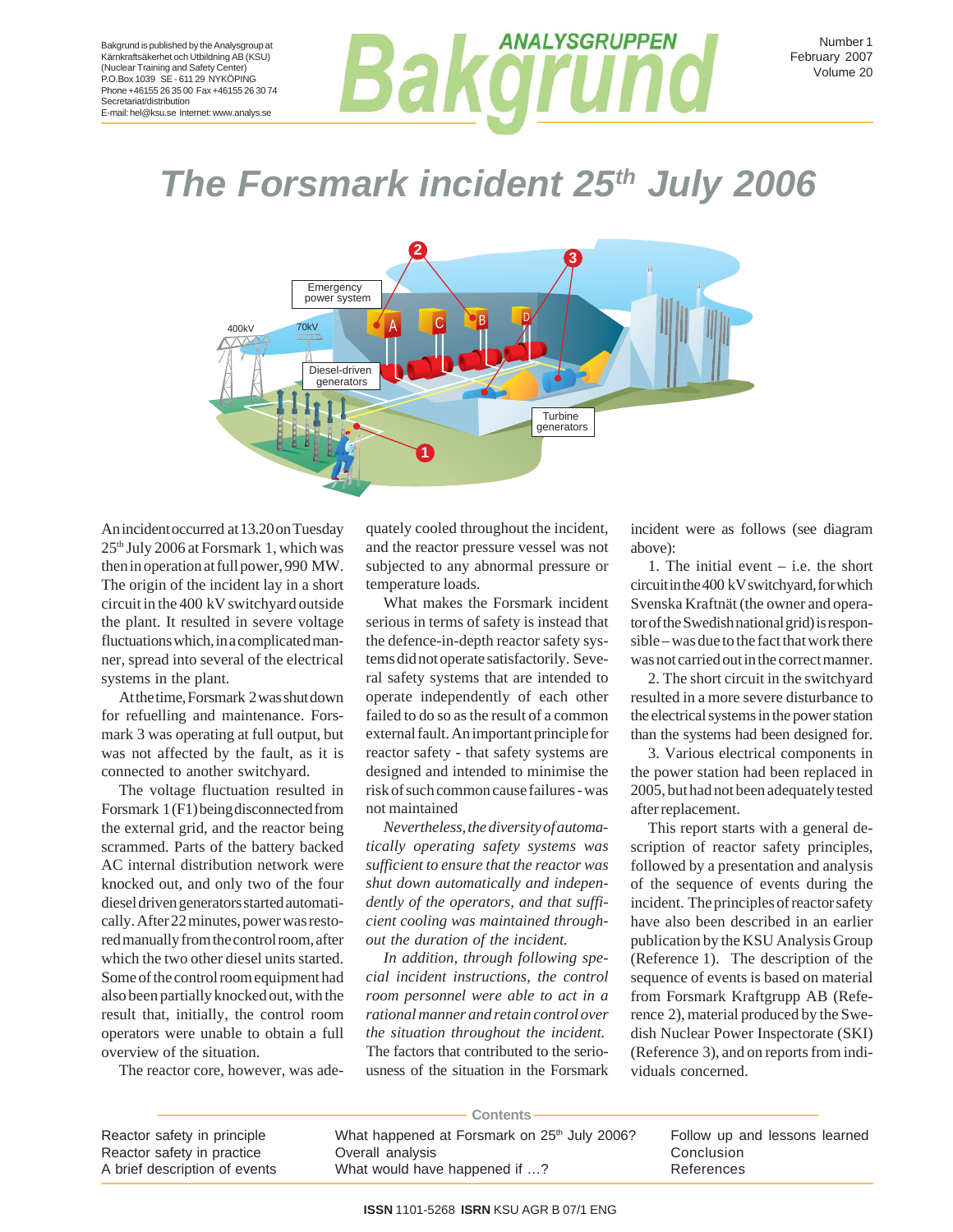Bakgrund is published by the Analysgroup at Kärnkraftsäkerhet och Utbildning AB (KSU) (Nuclear Training and Safety Center)
P.O.Box 1039 SE - 611 29 NYKÖPING
Phone +46155 26 35 00 Fax +46155 26 30 74
Secretariat/distribution
E-mail: hel@ksu.se Internet: www.analys.se

# ANALYSGRUPPEN Bakgrund

Number 1
February 2007
Volume 20

# The Forsmark incident 25th July 2006

An incident occurred at 13.20 on Tuesday 25th July 2006 at Forsmark 1, which was then in operation at full power, 990 MW. The origin of the incident lay in a short circuit in the 400 kV switchyard outside the plant. It resulted in severe voltage fluctuations which, in a complicated manner, spread into several of the electrical systems in the plant.

At the time, Forsmark 2 was shut down for refuelling and maintenance. Forsmark 3 was operating at full output, but was not affected by the fault, as it is connected to another switchyard.

The voltage fluctuation resulted in Forsmark 1 (F1) being disconnected from the external grid, and the reactor being scrammed. Parts of the battery backed AC internal distribution network were knocked out, and only two of the four diesel driven generators started automatically. After 22 minutes, power was restored manually from the control room, after which the two other diesel units started. Some of the control room equipment had also been partially knocked out, with the result that, initially, the control room operators were unable to obtain a full overview of the situation.

The reactor core, however, was adequately cooled throughout the incident, and the reactor pressure vessel was not subjected to any abnormal pressure or temperature loads.

What makes the Forsmark incident serious in terms of safety is instead that the defence-in-depth reactor safety systems did not operate satisfactorily. Several safety systems that are intended to operate independently of each other failed to do so as the result of a common external fault. An important principle for reactor safety - that safety systems are designed and intended to minimise the risk of such common cause failures - was not maintained

*Nevertheless, the diversity of automatically operating safety systems was sufficient to ensure that the reactor was shut down automatically and independently of the operators, and that sufficient cooling was maintained throughout the duration of the incident.*

*In addition, through following special incident instructions, the control room personnel were able to act in a rational manner and retain control over the situation throughout the incident.*

The factors that contributed to the seriousness of the situation in the Forsmark incident were as follows (see diagram above):

1. The initial event – i.e. the short circuit in the 400 kV switchyard, for which Svenska Kraftnät (the owner and operator of the Swedish national grid) is responsible – was due to the fact that work there was not carried out in the correct manner.

2. The short circuit in the switchyard resulted in a more severe disturbance to the electrical systems in the power station than the systems had been designed for.

3. Various electrical components in the power station had been replaced in 2005, but had not been adequately tested after replacement.

This report starts with a general description of reactor safety principles, followed by a presentation and analysis of the sequence of events during the incident. The principles of reactor safety have also been described in an earlier publication by the KSU Analysis Group (Reference 1). The description of the sequence of events is based on material from Forsmark Kraftgrupp AB (Reference 2), material produced by the Swedish Nuclear Power Inspectorate (SKI) (Reference 3), and on reports from individuals concerned.

**Contents**

- Reactor safety in principle
- Reactor safety in practice
- A brief description of events
- What happened at Forsmark on 25th July 2006?
- Overall analysis
- What would have happened if …?
- Follow up and lessons learned
- Conclusion
- References

**ISSN** 1101-5268 **ISRN** KSU AGR B 07/1 ENG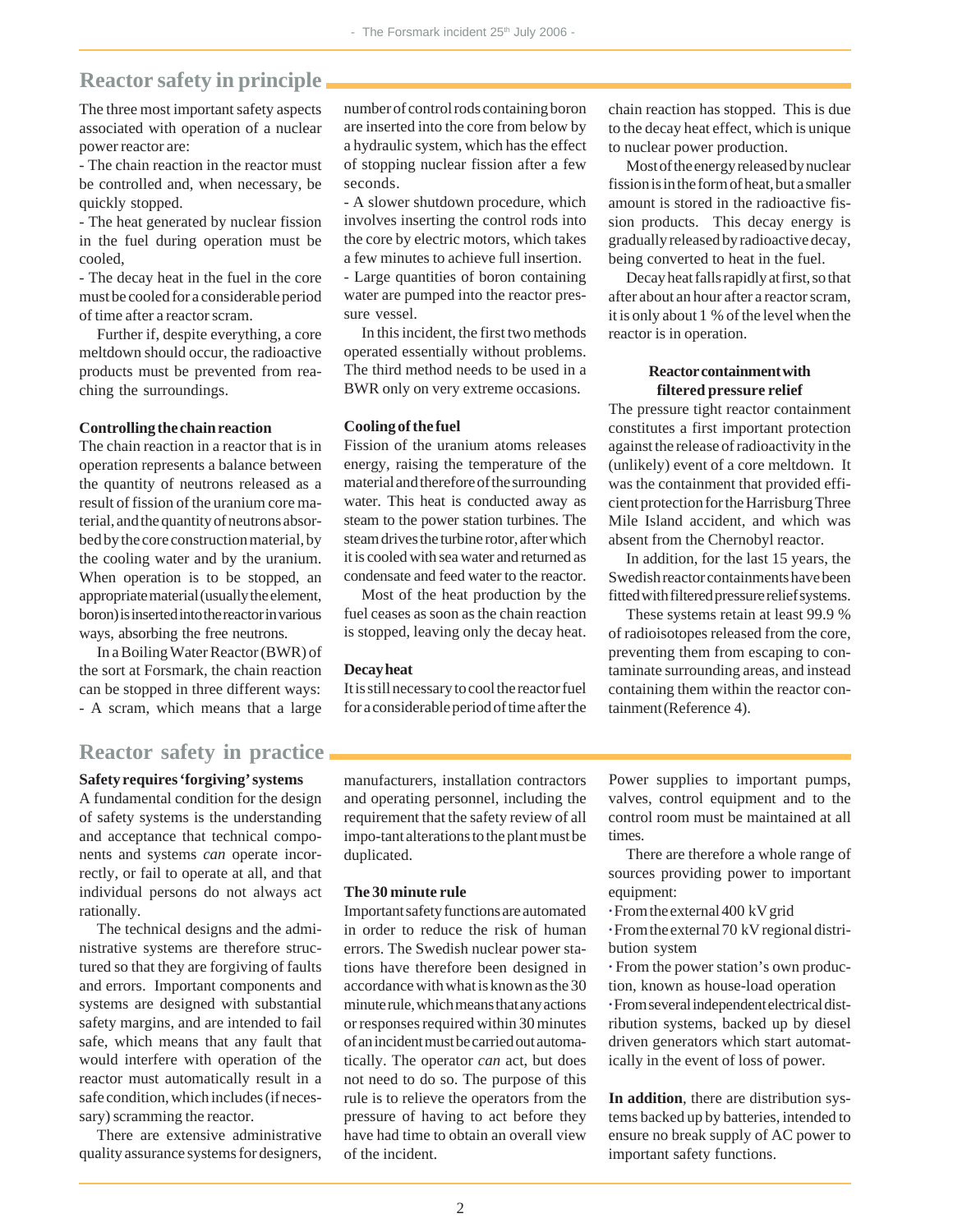## Reactor safety in principle

The three most important safety aspects associated with operation of a nuclear power reactor are:

- The chain reaction in the reactor must be controlled and, when necessary, be quickly stopped.
- The heat generated by nuclear fission in the fuel during operation must be cooled,
- The decay heat in the fuel in the core must be cooled for a considerable period of time after a reactor scram.

Further if, despite everything, a core meltdown should occur, the radioactive products must be prevented from reaching the surroundings.

**Controlling the chain reaction**

The chain reaction in a reactor that is in operation represents a balance between the quantity of neutrons released as a result of fission of the uranium core material, and the quantity of neutrons absorbed by the core construction material, by the cooling water and by the uranium. When operation is to be stopped, an appropriate material (usually the element, boron) is inserted into the reactor in various ways, absorbing the free neutrons.

In a Boiling Water Reactor (BWR) of the sort at Forsmark, the chain reaction can be stopped in three different ways:

- A scram, which means that a large number of control rods containing boron are inserted into the core from below by a hydraulic system, which has the effect of stopping nuclear fission after a few seconds.
- A slower shutdown procedure, which involves inserting the control rods into the core by electric motors, which takes a few minutes to achieve full insertion.
- Large quantities of boron containing water are pumped into the reactor pressure vessel.

In this incident, the first two methods operated essentially without problems. The third method needs to be used in a BWR only on very extreme occasions.

**Cooling of the fuel**

Fission of the uranium atoms releases energy, raising the temperature of the material and therefore of the surrounding water. This heat is conducted away as steam to the power station turbines. The steam drives the turbine rotor, after which it is cooled with sea water and returned as condensate and feed water to the reactor.

Most of the heat production by the fuel ceases as soon as the chain reaction is stopped, leaving only the decay heat.

**Decay heat**

It is still necessary to cool the reactor fuel for a considerable period of time after the chain reaction has stopped. This is due to the decay heat effect, which is unique to nuclear power production.

Most of the energy released by nuclear fission is in the form of heat, but a smaller amount is stored in the radioactive fission products. This decay energy is gradually released by radioactive decay, being converted to heat in the fuel.

Decay heat falls rapidly at first, so that after about an hour after a reactor scram, it is only about 1 % of the level when the reactor is in operation.

**Reactor containment with filtered pressure relief**

The pressure tight reactor containment constitutes a first important protection against the release of radioactivity in the (unlikely) event of a core meltdown. It was the containment that provided efficient protection for the Harrisburg Three Mile Island accident, and which was absent from the Chernobyl reactor.

In addition, for the last 15 years, the Swedish reactor containments have been fitted with filtered pressure relief systems.

These systems retain at least 99.9 % of radioisotopes released from the core, preventing them from escaping to contaminate surrounding areas, and instead containing them within the reactor containment (Reference 4).

## Reactor safety in practice

**Safety requires 'forgiving' systems**

A fundamental condition for the design of safety systems is the understanding and acceptance that technical components and systems *can* operate incorrectly, or fail to operate at all, and that individual persons do not always act rationally.

The technical designs and the administrative systems are therefore structured so that they are forgiving of faults and errors. Important components and systems are designed with substantial safety margins, and are intended to fail safe, which means that any fault that would interfere with operation of the reactor must automatically result in a safe condition, which includes (if necessary) scramming the reactor.

There are extensive administrative quality assurance systems for designers, manufacturers, installation contractors and operating personnel, including the requirement that the safety review of all impo-tant alterations to the plant must be duplicated.

**The 30 minute rule**

Important safety functions are automated in order to reduce the risk of human errors. The Swedish nuclear power stations have therefore been designed in accordance with what is known as the 30 minute rule, which means that any actions or responses required within 30 minutes of an incident must be carried out automatically. The operator *can* act, but does not need to do so. The purpose of this rule is to relieve the operators from the pressure of having to act before they have had time to obtain an overall view of the incident.

Power supplies to important pumps, valves, control equipment and to the control room must be maintained at all times.

There are therefore a whole range of sources providing power to important equipment:

- From the external 400 kV grid
- From the external 70 kV regional distribution system
- From the power station's own production, known as house-load operation
- From several independent electrical distribution systems, backed up by diesel driven generators which start automatically in the event of loss of power.

**In addition**, there are distribution systems backed up by batteries, intended to ensure no break supply of AC power to important safety functions.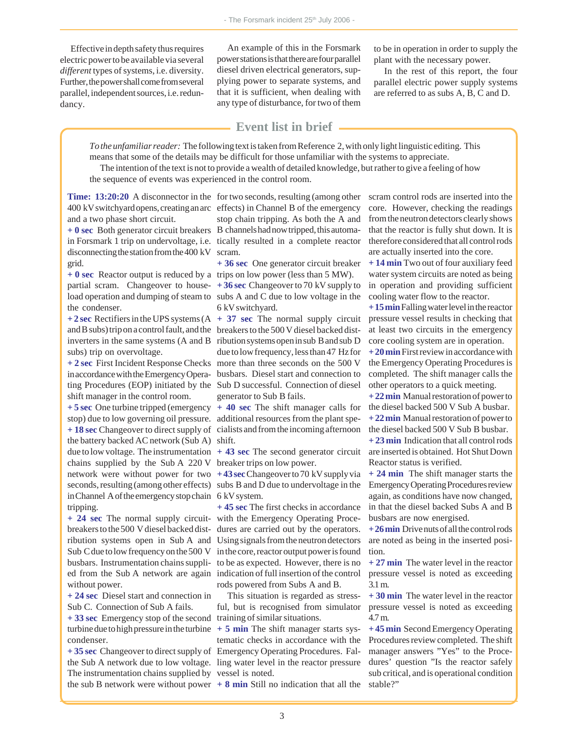Effective in depth safety thus requires electric power to be available via several *different* types of systems, i.e. diversity. Further, the power shall come from several parallel, independent sources, i.e. redundancy.

An example of this in the Forsmark power stations is that there are four parallel diesel driven electrical generators, supplying power to separate systems, and that it is sufficient, when dealing with any type of disturbance, for two of them to be in operation in order to supply the plant with the necessary power.

In the rest of this report, the four parallel electric power supply systems are referred to as subs A, B, C and D.

## Event list in brief

*To the unfamiliar reader:* The following text is taken from Reference 2, with only light linguistic editing. This means that some of the details may be difficult for those unfamiliar with the systems to appreciate.

The intention of the text is not to provide a wealth of detailed knowledge, but rather to give a feeling of how the sequence of events was experienced in the control room.

**Time: 13:20:20** A disconnector in the 400 kV switchyard opens, creating an arc and a two phase short circuit.

**+ 0 sec** Both generator circuit breakers in Forsmark 1 trip on undervoltage, i.e. disconnecting the station from the 400 kV grid.

**+ 0 sec** Reactor output is reduced by a partial scram. Changeover to houseload operation and dumping of steam to the condenser.

**+ 2 sec** Rectifiers in the UPS systems (A and B subs) trip on a control fault, and the inverters in the same systems (A and B subs) trip on overvoltage.

**+ 2 sec** First Incident Response Checks in accordance with the Emergency Operating Procedures (EOP) initiated by the shift manager in the control room.

**+ 5 sec** One turbine tripped (emergency stop) due to low governing oil pressure.

**+ 18 sec** Changeover to direct supply of the battery backed AC network (Sub A) due to low voltage. The instrumentation chains supplied by the Sub A 220 V network were without power for two seconds, resulting (among other effects) in Channel A of the emergency stop chain tripping.

**+ 24 sec** The normal supply circuit-breakers to the 500 V diesel backed distribution systems open in Sub A and Sub C due to low frequency on the 500 V busbars. Instrumentation chains supplied from the Sub A network are again without power.

**+ 24 sec** Diesel start and connection in Sub C. Connection of Sub A fails.

**+ 33 sec** Emergency stop of the second turbine due to high pressure in the turbine condenser.

**+ 35 sec** Changeover to direct supply of the Sub A network due to low voltage. The instrumentation chains supplied by the sub B network were without power for two seconds, resulting (among other effects) in Channel B of the emergency stop chain tripping. As both the A and B channels had now tripped, this automatically resulted in a complete reactor scram.

**+ 36 sec** One generator circuit breaker trips on low power (less than 5 MW).

**+ 36 sec** Changeover to 70 kV supply to subs A and C due to low voltage in the 6 kV switchyard.

**+ 37 sec** The normal supply circuit breakers to the 500 V diesel backed distribution systems open in sub B and sub D due to low frequency, less than 47 Hz for more than three seconds on the 500 V busbars. Diesel start and connection to Sub D successful. Connection of diesel generator to Sub B fails.

**+ 40 sec** The shift manager calls for additional resources from the plant specialists and from the incoming afternoon shift.

**+ 43 sec** The second generator circuit breaker trips on low power.

**+ 43 sec** Changeover to 70 kV supply via subs B and D due to undervoltage in the 6 kV system.

**+ 45 sec** The first checks in accordance with the Emergency Operating Procedures are carried out by the operators. Using signals from the neutron detectors in the core, reactor output power is found to be as expected. However, there is no indication of full insertion of the control rods powered from Subs A and B.

This situation is regarded as stressful, but is recognised from simulator training of similar situations.

**+ 5 min** The shift manager starts systematic checks in accordance with the Emergency Operating Procedures. Falling water level in the reactor pressure vessel is noted.

**+ 8 min** Still no indication that all the scram control rods are inserted into the core. However, checking the readings from the neutron detectors clearly shows that the reactor is fully shut down. It is therefore considered that all control rods are actually inserted into the core.

**+ 14 min** Two out of four auxiliary feed water system circuits are noted as being in operation and providing sufficient cooling water flow to the reactor.

**+ 15 min** Falling water level in the reactor pressure vessel results in checking that at least two circuits in the emergency core cooling system are in operation.

**+ 20 min** First review in accordance with the Emergency Operating Procedures is completed. The shift manager calls the other operators to a quick meeting.

**+ 22 min** Manual restoration of power to the diesel backed 500 V Sub A busbar.

**+ 22 min** Manual restoration of power to the diesel backed 500 V Sub B busbar.

**+ 23 min** Indication that all control rods are inserted is obtained. Hot Shut Down Reactor status is verified.

**+ 24 min** The shift manager starts the Emergency Operating Procedures review again, as conditions have now changed, in that the diesel backed Subs A and B busbars are now energised.

**+ 26 min** Drive nuts of all the control rods are noted as being in the inserted position.

**+ 27 min** The water level in the reactor pressure vessel is noted as exceeding 3.1 m.

**+ 30 min** The water level in the reactor pressure vessel is noted as exceeding 4.7 m.

**+ 45 min** Second Emergency Operating Procedures review completed. The shift manager answers "Yes" to the Procedures' question "Is the reactor safely sub critical, and is operational condition stable?"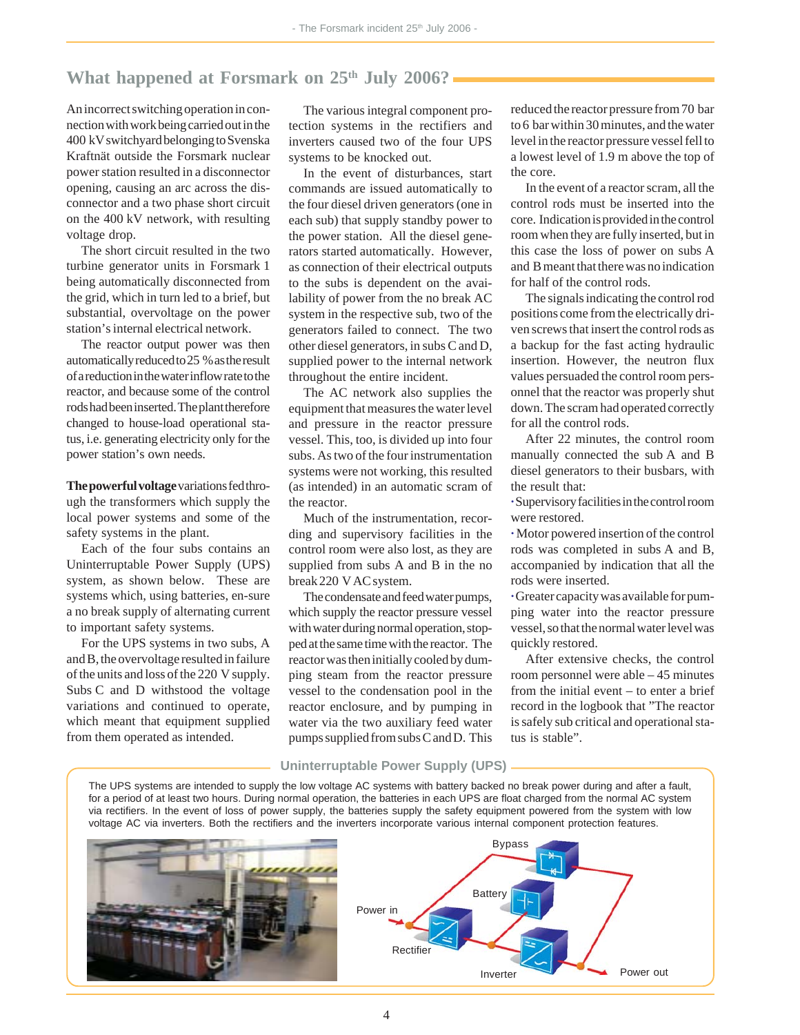## What happened at Forsmark on 25th July 2006?

An incorrect switching operation in connection with work being carried out in the 400 kV switchyard belonging to Svenska Kraftnät outside the Forsmark nuclear power station resulted in a disconnector opening, causing an arc across the disconnector and a two phase short circuit on the 400 kV network, with resulting voltage drop.

The short circuit resulted in the two turbine generator units in Forsmark 1 being automatically disconnected from the grid, which in turn led to a brief, but substantial, overvoltage on the power station's internal electrical network.

The reactor output power was then automatically reduced to 25 % as the result of a reduction in the water inflow rate to the reactor, and because some of the control rods had been inserted. The plant therefore changed to house-load operational status, i.e. generating electricity only for the power station's own needs.

**The powerful voltage** variations fed through the transformers which supply the local power systems and some of the safety systems in the plant.

Each of the four subs contains an Uninterruptable Power Supply (UPS) system, as shown below. These are systems which, using batteries, en-sure a no break supply of alternating current to important safety systems.

For the UPS systems in two subs, A and B, the overvoltage resulted in failure of the units and loss of the 220 V supply. Subs C and D withstood the voltage variations and continued to operate, which meant that equipment supplied from them operated as intended.

The various integral component protection systems in the rectifiers and inverters caused two of the four UPS systems to be knocked out.

In the event of disturbances, start commands are issued automatically to the four diesel driven generators (one in each sub) that supply standby power to the power station. All the diesel generators started automatically. However, as connection of their electrical outputs to the subs is dependent on the availability of power from the no break AC system in the respective sub, two of the generators failed to connect. The two other diesel generators, in subs C and D, supplied power to the internal network throughout the entire incident.

The AC network also supplies the equipment that measures the water level and pressure in the reactor pressure vessel. This, too, is divided up into four subs. As two of the four instrumentation systems were not working, this resulted (as intended) in an automatic scram of the reactor.

Much of the instrumentation, recording and supervisory facilities in the control room were also lost, as they are supplied from subs A and B in the no break 220 V AC system.

The condensate and feed water pumps, which supply the reactor pressure vessel with water during normal operation, stopped at the same time with the reactor. The reactor was then initially cooled by dumping steam from the reactor pressure vessel to the condensation pool in the reactor enclosure, and by pumping in water via the two auxiliary feed water pumps supplied from subs C and D. This reduced the reactor pressure from 70 bar to 6 bar within 30 minutes, and the water level in the reactor pressure vessel fell to a lowest level of 1.9 m above the top of the core.

In the event of a reactor scram, all the control rods must be inserted into the core. Indication is provided in the control room when they are fully inserted, but in this case the loss of power on subs A and B meant that there was no indication for half of the control rods.

The signals indicating the control rod positions come from the electrically driven screws that insert the control rods as a backup for the fast acting hydraulic insertion. However, the neutron flux values persuaded the control room personnel that the reactor was properly shut down. The scram had operated correctly for all the control rods.

After 22 minutes, the control room manually connected the sub A and B diesel generators to their busbars, with the result that:

- Supervisory facilities in the control room were restored.
- Motor powered insertion of the control rods was completed in subs A and B, accompanied by indication that all the rods were inserted.
- Greater capacity was available for pumping water into the reactor pressure vessel, so that the normal water level was quickly restored.

After extensive checks, the control room personnel were able – 45 minutes from the initial event – to enter a brief record in the logbook that "The reactor is safely sub critical and operational status is stable".

### Uninterruptable Power Supply (UPS)

The UPS systems are intended to supply the low voltage AC systems with battery backed no break power during and after a fault, for a period of at least two hours. During normal operation, the batteries in each UPS are float charged from the normal AC system via rectifiers. In the event of loss of power supply, the batteries supply the safety equipment powered from the system with low voltage AC via inverters. Both the rectifiers and the inverters incorporate various internal component protection features.

Bypass

Battery

Power in

Rectifier

Inverter

Power out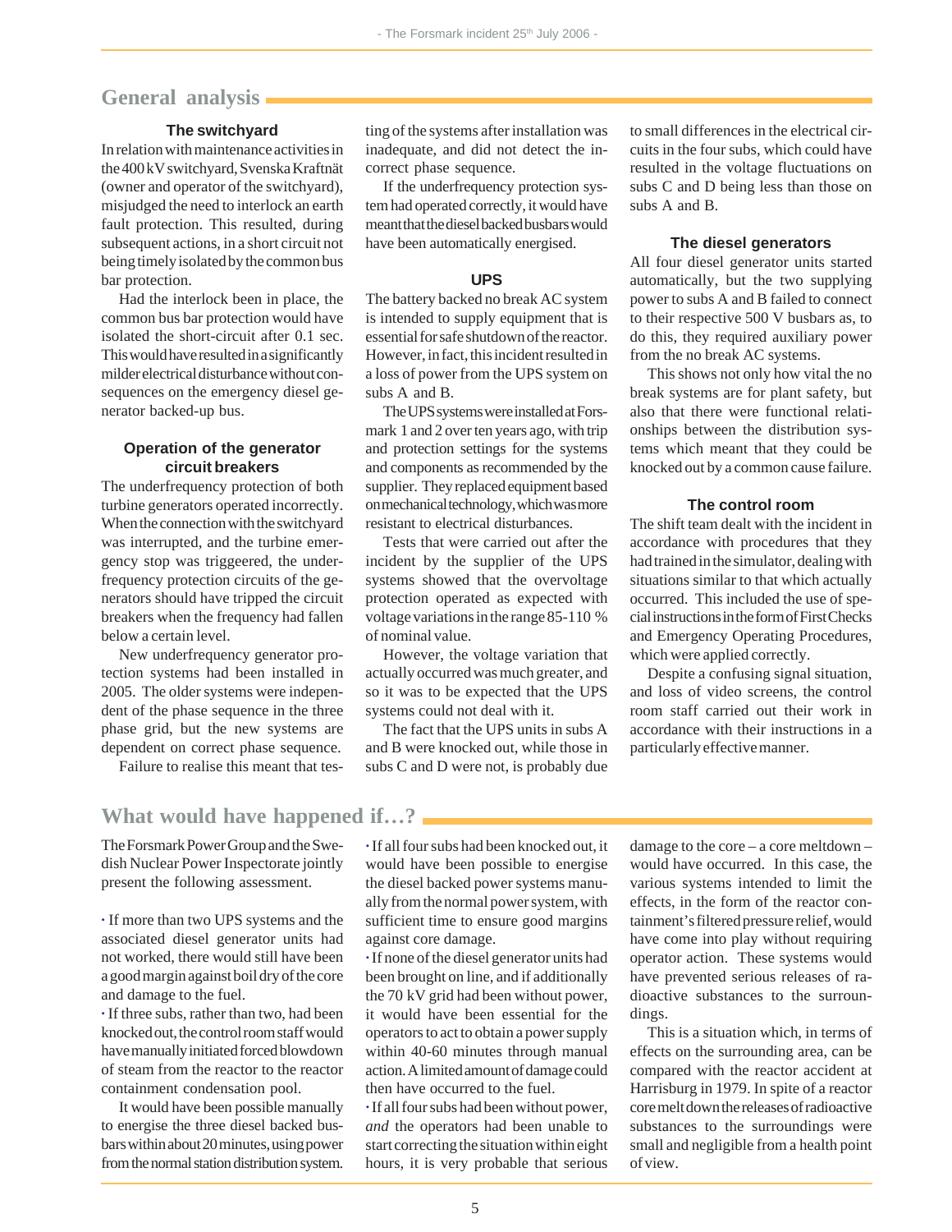## General analysis

### The switchyard

In relation with maintenance activities in the 400 kV switchyard, Svenska Kraftnät (owner and operator of the switchyard), misjudged the need to interlock an earth fault protection. This resulted, during subsequent actions, in a short circuit not being timely isolated by the common bus bar protection.

Had the interlock been in place, the common bus bar protection would have isolated the short-circuit after 0.1 sec. This would have resulted in a significantly milder electrical disturbance without consequences on the emergency diesel generator backed-up bus.

### Operation of the generator circuit breakers

The underfrequency protection of both turbine generators operated incorrectly. When the connection with the switchyard was interrupted, and the turbine emergency stop was triggeered, the underfrequency protection circuits of the generators should have tripped the circuit breakers when the frequency had fallen below a certain level.

New underfrequency generator protection systems had been installed in 2005. The older systems were independent of the phase sequence in the three phase grid, but the new systems are dependent on correct phase sequence.

Failure to realise this meant that testing of the systems after installation was inadequate, and did not detect the incorrect phase sequence.

If the underfrequency protection system had operated correctly, it would have meant that the diesel backed busbars would have been automatically energised.

### UPS

The battery backed no break AC system is intended to supply equipment that is essential for safe shutdown of the reactor. However, in fact, this incident resulted in a loss of power from the UPS system on subs A and B.

The UPS systems were installed at Forsmark 1 and 2 over ten years ago, with trip and protection settings for the systems and components as recommended by the supplier. They replaced equipment based on mechanical technology, which was more resistant to electrical disturbances.

Tests that were carried out after the incident by the supplier of the UPS systems showed that the overvoltage protection operated as expected with voltage variations in the range 85-110 % of nominal value.

However, the voltage variation that actually occurred was much greater, and so it was to be expected that the UPS systems could not deal with it.

The fact that the UPS units in subs A and B were knocked out, while those in subs C and D were not, is probably due to small differences in the electrical circuits in the four subs, which could have resulted in the voltage fluctuations on subs C and D being less than those on subs A and B.

### The diesel generators

All four diesel generator units started automatically, but the two supplying power to subs A and B failed to connect to their respective 500 V busbars as, to do this, they required auxiliary power from the no break AC systems.

This shows not only how vital the no break systems are for plant safety, but also that there were functional relationships between the distribution systems which meant that they could be knocked out by a common cause failure.

### The control room

The shift team dealt with the incident in accordance with procedures that they had trained in the simulator, dealing with situations similar to that which actually occurred. This included the use of special instructions in the form of First Checks and Emergency Operating Procedures, which were applied correctly.

Despite a confusing signal situation, and loss of video screens, the control room staff carried out their work in accordance with their instructions in a particularly effective manner.

## What would have happened if…?

The Forsmark Power Group and the Swedish Nuclear Power Inspectorate jointly present the following assessment.

- If more than two UPS systems and the associated diesel generator units had not worked, there would still have been a good margin against boil dry of the core and damage to the fuel.
- If three subs, rather than two, had been knocked out, the control room staff would have manually initiated forced blowdown of steam from the reactor to the reactor containment condensation pool.

It would have been possible manually to energise the three diesel backed busbars within about 20 minutes, using power from the normal station distribution system.

- If all four subs had been knocked out, it would have been possible to energise the diesel backed power systems manually from the normal power system, with sufficient time to ensure good margins against core damage.
- If none of the diesel generator units had been brought on line, and if additionally the 70 kV grid had been without power, it would have been essential for the operators to act to obtain a power supply within 40-60 minutes through manual action. A limited amount of damage could then have occurred to the fuel.
- If all four subs had been without power, *and* the operators had been unable to start correcting the situation within eight hours, it is very probable that serious damage to the core – a core meltdown – would have occurred. In this case, the various systems intended to limit the effects, in the form of the reactor containment's filtered pressure relief, would have come into play without requiring operator action. These systems would have prevented serious releases of radioactive substances to the surroundings.

This is a situation which, in terms of effects on the surrounding area, can be compared with the reactor accident at Harrisburg in 1979. In spite of a reactor core melt down the releases of radioactive substances to the surroundings were small and negligible from a health point of view.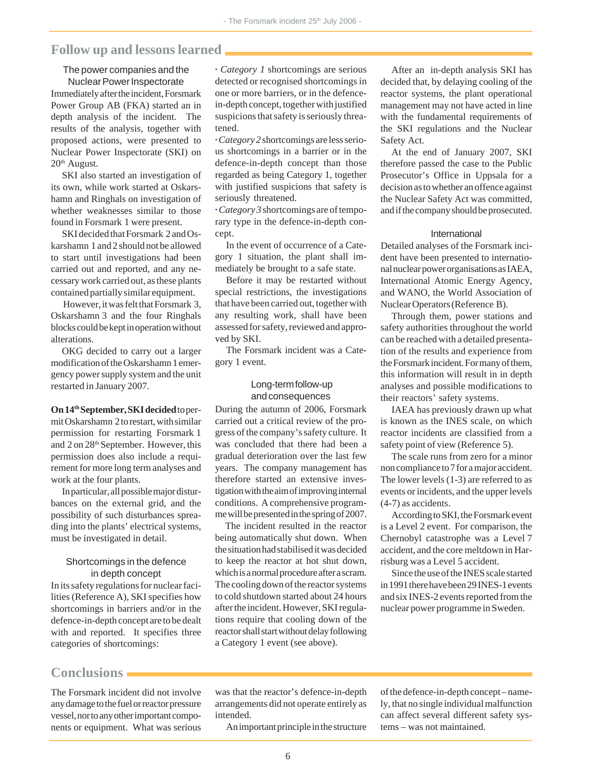## Follow up and lessons learned

### The power companies and the Nuclear Power Inspectorate

Immediately after the incident, Forsmark Power Group AB (FKA) started an in depth analysis of the incident. The results of the analysis, together with proposed actions, were presented to Nuclear Power Inspectorate (SKI) on 20th August.

SKI also started an investigation of its own, while work started at Oskarshamn and Ringhals on investigation of whether weaknesses similar to those found in Forsmark 1 were present.

SKI decided that Forsmark 2 and Oskarshamn 1 and 2 should not be allowed to start until investigations had been carried out and reported, and any necessary work carried out, as these plants contained partially similar equipment.

However, it was felt that Forsmark 3, Oskarshamn 3 and the four Ringhals blocks could be kept in operation without alterations.

OKG decided to carry out a larger modification of the Oskarshamn 1 emergency power supply system and the unit restarted in January 2007.

**On 14th September, SKI decided** to permit Oskarshamn 2 to restart, with similar permission for restarting Forsmark 1 and 2 on 28th September. However, this permission does also include a requirement for more long term analyses and work at the four plants.

In particular, all possible major disturbances on the external grid, and the possibility of such disturbances spreading into the plants' electrical systems, must be investigated in detail.

### Shortcomings in the defence in depth concept

In its safety regulations for nuclear facilities (Reference A), SKI specifies how shortcomings in barriers and/or in the defence-in-depth concept are to be dealt with and reported. It specifies three categories of shortcomings:

- *Category 1* shortcomings are serious detected or recognised shortcomings in one or more barriers, or in the defence-in-depth concept, together with justified suspicions that safety is seriously threatened.
- *Category 2* shortcomings are less serious shortcomings in a barrier or in the defence-in-depth concept than those regarded as being Category 1, together with justified suspicions that safety is seriously threatened.
- *Category 3* shortcomings are of temporary type in the defence-in-depth concept.

In the event of occurrence of a Category 1 situation, the plant shall immediately be brought to a safe state.

Before it may be restarted without special restrictions, the investigations that have been carried out, together with any resulting work, shall have been assessed for safety, reviewed and approved by SKI.

The Forsmark incident was a Category 1 event.

### Long-term follow-up and consequences

During the autumn of 2006, Forsmark carried out a critical review of the progress of the company's safety culture. It was concluded that there had been a gradual deterioration over the last few years. The company management has therefore started an extensive investigation with the aim of improving internal conditions. A comprehensive programme will be presented in the spring of 2007.

The incident resulted in the reactor being automatically shut down. When the situation had stabilised it was decided to keep the reactor at hot shut down, which is a normal procedure after a scram. The cooling down of the reactor systems to cold shutdown started about 24 hours after the incident. However, SKI regulations require that cooling down of the reactor shall start without delay following a Category 1 event (see above).

After an in-depth analysis SKI has decided that, by delaying cooling of the reactor systems, the plant operational management may not have acted in line with the fundamental requirements of the SKI regulations and the Nuclear Safety Act.

At the end of January 2007, SKI therefore passed the case to the Public Prosecutor's Office in Uppsala for a decision as to whether an offence against the Nuclear Safety Act was committed, and if the company should be prosecuted.

### International

Detailed analyses of the Forsmark incident have been presented to international nuclear power organisations as IAEA, International Atomic Energy Agency, and WANO, the World Association of Nuclear Operators (Reference B).

Through them, power stations and safety authorities throughout the world can be reached with a detailed presentation of the results and experience from the Forsmark incident. For many of them, this information will result in in depth analyses and possible modifications to their reactors' safety systems.

IAEA has previously drawn up what is known as the INES scale, on which reactor incidents are classified from a safety point of view (Reference 5).

The scale runs from zero for a minor non compliance to 7 for a major accident. The lower levels (1-3) are referred to as events or incidents, and the upper levels (4-7) as accidents.

According to SKI, the Forsmark event is a Level 2 event. For comparison, the Chernobyl catastrophe was a Level 7 accident, and the core meltdown in Harrisburg was a Level 5 accident.

Since the use of the INES scale started in 1991 there have been 29 INES-1 events and six INES-2 events reported from the nuclear power programme in Sweden.

## Conclusions

The Forsmark incident did not involve any damage to the fuel or reactor pressure vessel, nor to any other important components or equipment. What was serious was that the reactor's defence-in-depth arrangements did not operate entirely as intended.

An important principle in the structure of the defence-in-depth concept – namely, that no single individual malfunction can affect several different safety systems – was not maintained.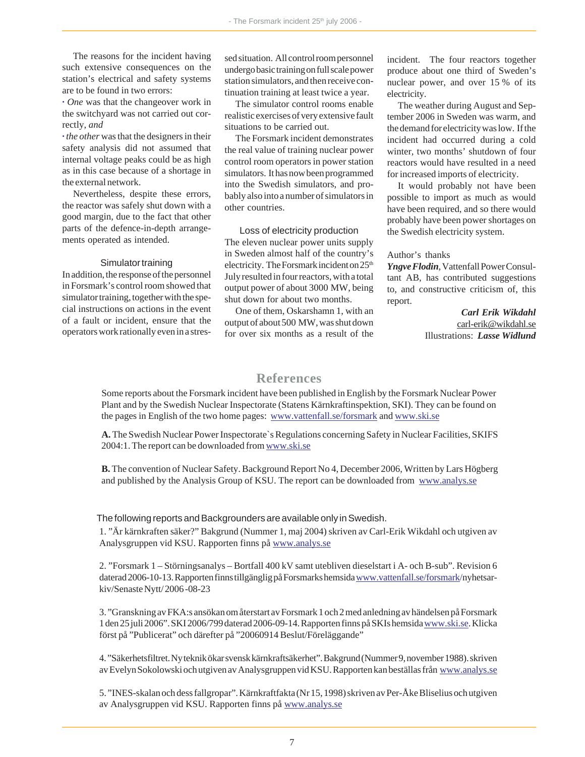The reasons for the incident having such extensive consequences on the station's electrical and safety systems are to be found in two errors:

- *One* was that the changeover work in the switchyard was not carried out correctly, *and*
- *the other* was that the designers in their safety analysis did not assumed that internal voltage peaks could be as high as in this case because of a shortage in the external network.

Nevertheless, despite these errors, the reactor was safely shut down with a good margin, due to the fact that other parts of the defence-in-depth arrangements operated as intended.

### Simulator training

In addition, the response of the personnel in Forsmark's control room showed that simulator training, together with the special instructions on actions in the event of a fault or incident, ensure that the operators work rationally even in a stressed situation. All control room personnel undergo basic training on full scale power station simulators, and then receive continuation training at least twice a year.

The simulator control rooms enable realistic exercises of very extensive fault situations to be carried out.

The Forsmark incident demonstrates the real value of training nuclear power control room operators in power station simulators. It has now been programmed into the Swedish simulators, and probably also into a number of simulators in other countries.

### Loss of electricity production

The eleven nuclear power units supply in Sweden almost half of the country's electricity. The Forsmark incident on 25th July resulted in four reactors, with a total output power of about 3000 MW, being shut down for about two months.

One of them, Oskarshamn 1, with an output of about 500 MW, was shut down for over six months as a result of the incident. The four reactors together produce about one third of Sweden's nuclear power, and over 15 % of its electricity.

The weather during August and September 2006 in Sweden was warm, and the demand for electricity was low. If the incident had occurred during a cold winter, two months' shutdown of four reactors would have resulted in a need for increased imports of electricity.

It would probably not have been possible to import as much as would have been required, and so there would probably have been power shortages on the Swedish electricity system.

Author's thanks

***Yngve Flodin***, Vattenfall Power Consultant AB, has contributed suggestions to, and constructive criticism of, this report.

***Carl Erik Wikdahl***
carl-erik@wikdahl.se
Illustrations: ***Lasse Widlund***

## References

Some reports about the Forsmark incident have been published in English by the Forsmark Nuclear Power Plant and by the Swedish Nuclear Inspectorate (Statens Kärnkraftinspektion, SKI). They can be found on the pages in English of the two home pages: www.vattenfall.se/forsmark and www.ski.se

**A.** The Swedish Nuclear Power Inspectorate`s Regulations concerning Safety in Nuclear Facilities, SKIFS 2004:1. The report can be downloaded from www.ski.se

**B.** The convention of Nuclear Safety. Background Report No 4, December 2006, Written by Lars Högberg and published by the Analysis Group of KSU. The report can be downloaded from www.analys.se

The following reports and Backgrounders are available only in Swedish.

1. "Är kärnkraften säker?" Bakgrund (Nummer 1, maj 2004) skriven av Carl-Erik Wikdahl och utgiven av Analysgruppen vid KSU. Rapporten finns på www.analys.se

2. "Forsmark 1 – Störningsanalys – Bortfall 400 kV samt utebliven dieselstart i A- och B-sub". Revision 6 daterad 2006-10-13. Rapporten finns tillgänglig på Forsmarks hemsida www.vattenfall.se/forsmark/nyhetsarkiv/Senaste Nytt/ 2006 -08-23

3. "Granskning av FKA:s ansökan om återstart av Forsmark 1 och 2 med anledning av händelsen på Forsmark 1 den 25 juli 2006". SKI 2006/799 daterad 2006-09-14. Rapporten finns på SKIs hemsida www.ski.se. Klicka först på "Publicerat" och därefter på "20060914 Beslut/Föreläggande"

4. "Säkerhetsfiltret. Ny teknik ökar svensk kärnkraftsäkerhet". Bakgrund (Nummer 9, november 1988). skriven av Evelyn Sokolowski och utgiven av Analysgruppen vid KSU. Rapporten kan beställas från www.analys.se

5. "INES-skalan och dess fallgropar". Kärnkraftfakta (Nr 15, 1998) skriven av Per-Åke Bliselius och utgiven av Analysgruppen vid KSU. Rapporten finns på www.analys.se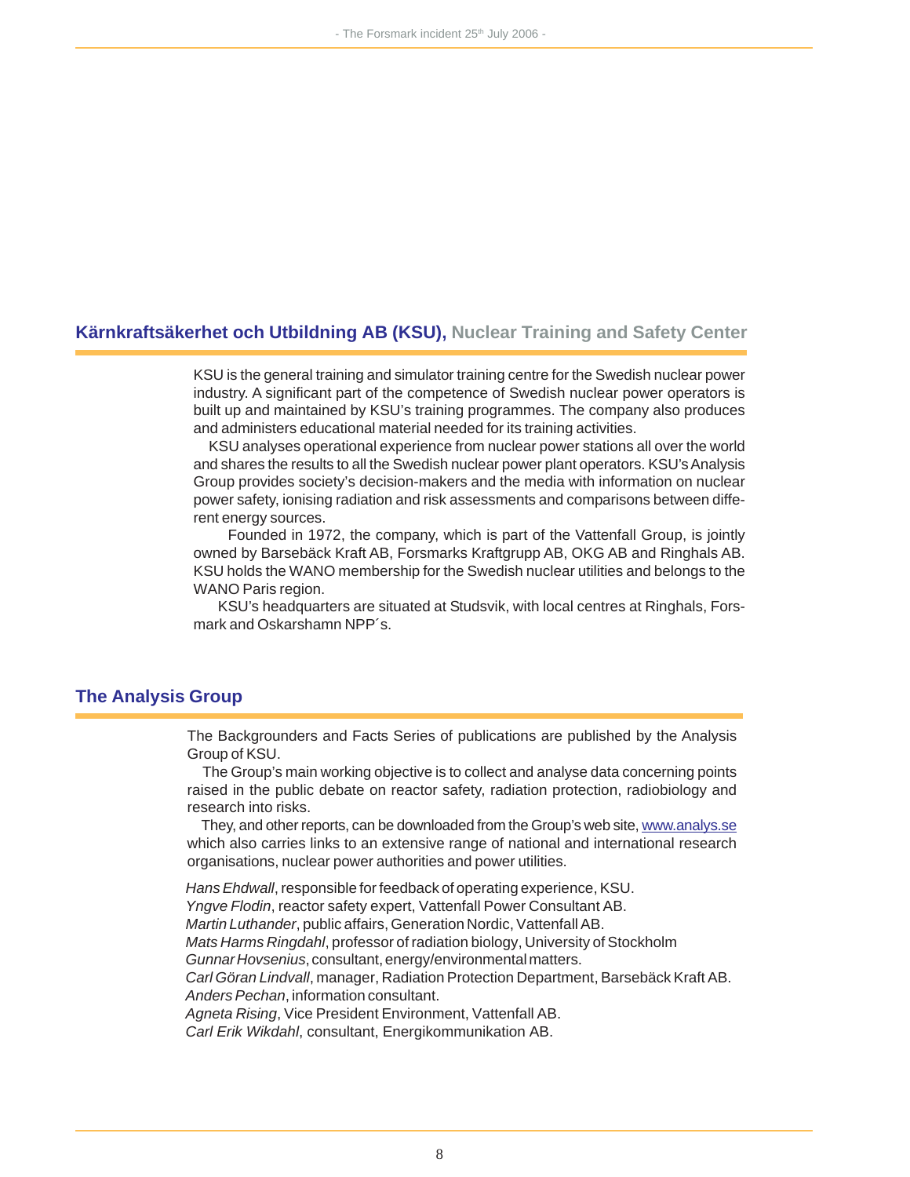## Kärnkraftsäkerhet och Utbildning AB (KSU), Nuclear Training and Safety Center

KSU is the general training and simulator training centre for the Swedish nuclear power industry. A significant part of the competence of Swedish nuclear power operators is built up and maintained by KSU's training programmes. The company also produces and administers educational material needed for its training activities.

KSU analyses operational experience from nuclear power stations all over the world and shares the results to all the Swedish nuclear power plant operators. KSU's Analysis Group provides society's decision-makers and the media with information on nuclear power safety, ionising radiation and risk assessments and comparisons between different energy sources.

Founded in 1972, the company, which is part of the Vattenfall Group, is jointly owned by Barsebäck Kraft AB, Forsmarks Kraftgrupp AB, OKG AB and Ringhals AB. KSU holds the WANO membership for the Swedish nuclear utilities and belongs to the WANO Paris region.

KSU's headquarters are situated at Studsvik, with local centres at Ringhals, Forsmark and Oskarshamn NPP´s.

## The Analysis Group

The Backgrounders and Facts Series of publications are published by the Analysis Group of KSU.

The Group's main working objective is to collect and analyse data concerning points raised in the public debate on reactor safety, radiation protection, radiobiology and research into risks.

They, and other reports, can be downloaded from the Group's web site, www.analys.se which also carries links to an extensive range of national and international research organisations, nuclear power authorities and power utilities.

*Hans Ehdwall*, responsible for feedback of operating experience, KSU.
*Yngve Flodin*, reactor safety expert, Vattenfall Power Consultant AB.
*Martin Luthander*, public affairs, Generation Nordic, Vattenfall AB.
*Mats Harms Ringdahl*, professor of radiation biology, University of Stockholm
*Gunnar Hovsenius*, consultant, energy/environmental matters.
*Carl Göran Lindvall*, manager, Radiation Protection Department, Barsebäck Kraft AB.
*Anders Pechan*, information consultant.
*Agneta Rising*, Vice President Environment, Vattenfall AB.
*Carl Erik Wikdahl*, consultant, Energikommunikation AB.